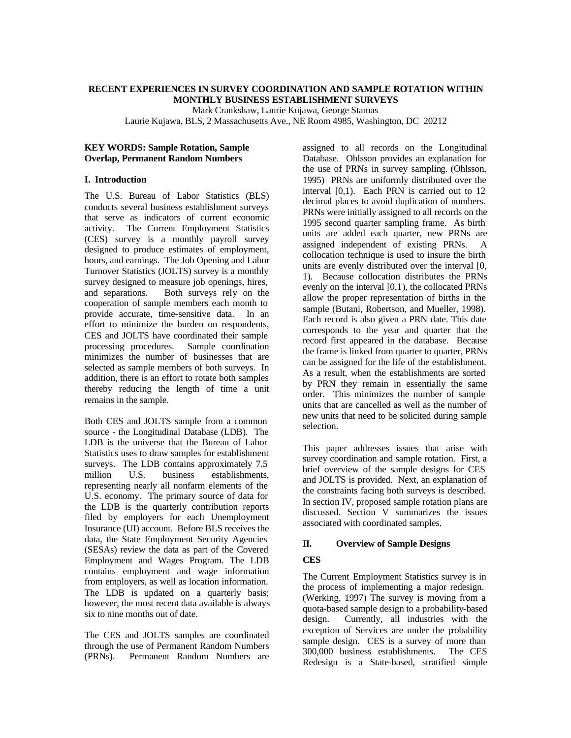# RECENT EXPERIENCES IN SURVEY COORDINATION AND SAMPLE ROTATION WITHIN MONTHLY BUSINESS ESTABLISHMENT SURVEYS

Mark Crankshaw, Laurie Kujawa, George Stamas
Laurie Kujawa, BLS, 2 Massachusetts Ave., NE Room 4985, Washington, DC 20212

**KEY WORDS: Sample Rotation, Sample Overlap, Permanent Random Numbers**

## I. Introduction

The U.S. Bureau of Labor Statistics (BLS) conducts several business establishment surveys that serve as indicators of current economic activity. The Current Employment Statistics (CES) survey is a monthly payroll survey designed to produce estimates of employment, hours, and earnings. The Job Opening and Labor Turnover Statistics (JOLTS) survey is a monthly survey designed to measure job openings, hires, and separations. Both surveys rely on the cooperation of sample members each month to provide accurate, time-sensitive data. In an effort to minimize the burden on respondents, CES and JOLTS have coordinated their sample processing procedures. Sample coordination minimizes the number of businesses that are selected as sample members of both surveys. In addition, there is an effort to rotate both samples thereby reducing the length of time a unit remains in the sample.

Both CES and JOLTS sample from a common source - the Longitudinal Database (LDB). The LDB is the universe that the Bureau of Labor Statistics uses to draw samples for establishment surveys. The LDB contains approximately 7.5 million U.S. business establishments, representing nearly all nonfarm elements of the U.S. economy. The primary source of data for the LDB is the quarterly contribution reports filed by employers for each Unemployment Insurance (UI) account. Before BLS receives the data, the State Employment Security Agencies (SESAs) review the data as part of the Covered Employment and Wages Program. The LDB contains employment and wage information from employers, as well as location information. The LDB is updated on a quarterly basis; however, the most recent data available is always six to nine months out of date.

The CES and JOLTS samples are coordinated through the use of Permanent Random Numbers (PRNs). Permanent Random Numbers are assigned to all records on the Longitudinal Database. Ohlsson provides an explanation for the use of PRNs in survey sampling. (Ohlsson, 1995) PRNs are uniformly distributed over the interval [0,1). Each PRN is carried out to 12 decimal places to avoid duplication of numbers. PRNs were initially assigned to all records on the 1995 second quarter sampling frame. As birth units are added each quarter, new PRNs are assigned independent of existing PRNs. A collocation technique is used to insure the birth units are evenly distributed over the interval [0, 1). Because collocation distributes the PRNs evenly on the interval [0,1), the collocated PRNs allow the proper representation of births in the sample (Butani, Robertson, and Mueller, 1998). Each record is also given a PRN date. This date corresponds to the year and quarter that the record first appeared in the database. Because the frame is linked from quarter to quarter, PRNs can be assigned for the life of the establishment. As a result, when the establishments are sorted by PRN they remain in essentially the same order. This minimizes the number of sample units that are cancelled as well as the number of new units that need to be solicited during sample selection.

This paper addresses issues that arise with survey coordination and sample rotation. First, a brief overview of the sample designs for CES and JOLTS is provided. Next, an explanation of the constraints facing both surveys is described. In section IV, proposed sample rotation plans are discussed. Section V summarizes the issues associated with coordinated samples.

## II. Overview of Sample Designs

### CES

The Current Employment Statistics survey is in the process of implementing a major redesign. (Werking, 1997) The survey is moving from a quota-based sample design to a probability-based design. Currently, all industries with the exception of Services are under the probability sample design. CES is a survey of more than 300,000 business establishments. The CES Redesign is a State-based, stratified simple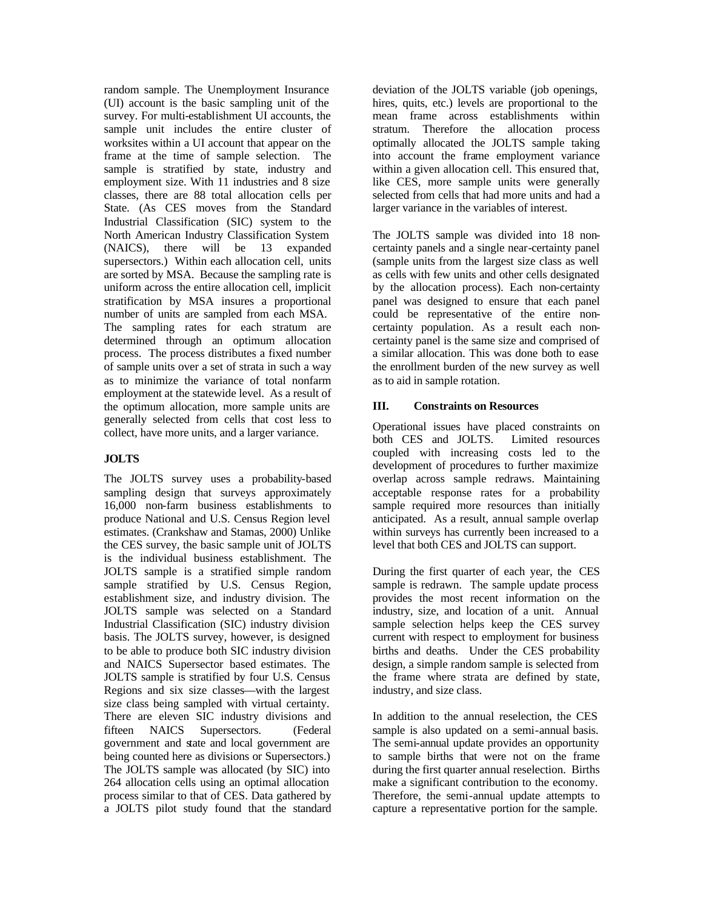random sample. The Unemployment Insurance (UI) account is the basic sampling unit of the survey. For multi-establishment UI accounts, the sample unit includes the entire cluster of worksites within a UI account that appear on the frame at the time of sample selection. The sample is stratified by state, industry and employment size. With 11 industries and 8 size classes, there are 88 total allocation cells per State. (As CES moves from the Standard Industrial Classification (SIC) system to the North American Industry Classification System (NAICS), there will be 13 expanded supersectors.) Within each allocation cell, units are sorted by MSA. Because the sampling rate is uniform across the entire allocation cell, implicit stratification by MSA insures a proportional number of units are sampled from each MSA. The sampling rates for each stratum are determined through an optimum allocation process. The process distributes a fixed number of sample units over a set of strata in such a way as to minimize the variance of total nonfarm employment at the statewide level. As a result of the optimum allocation, more sample units are generally selected from cells that cost less to collect, have more units, and a larger variance.

**JOLTS**

The JOLTS survey uses a probability-based sampling design that surveys approximately 16,000 non-farm business establishments to produce National and U.S. Census Region level estimates. (Crankshaw and Stamas, 2000) Unlike the CES survey, the basic sample unit of JOLTS is the individual business establishment. The JOLTS sample is a stratified simple random sample stratified by U.S. Census Region, establishment size, and industry division. The JOLTS sample was selected on a Standard Industrial Classification (SIC) industry division basis. The JOLTS survey, however, is designed to be able to produce both SIC industry division and NAICS Supersector based estimates. The JOLTS sample is stratified by four U.S. Census Regions and six size classes—with the largest size class being sampled with virtual certainty. There are eleven SIC industry divisions and fifteen NAICS Supersectors. (Federal government and state and local government are being counted here as divisions or Supersectors.) The JOLTS sample was allocated (by SIC) into 264 allocation cells using an optimal allocation process similar to that of CES. Data gathered by a JOLTS pilot study found that the standard deviation of the JOLTS variable (job openings, hires, quits, etc.) levels are proportional to the mean frame across establishments within stratum. Therefore the allocation process optimally allocated the JOLTS sample taking into account the frame employment variance within a given allocation cell. This ensured that, like CES, more sample units were generally selected from cells that had more units and had a larger variance in the variables of interest.

The JOLTS sample was divided into 18 non-certainty panels and a single near-certainty panel (sample units from the largest size class as well as cells with few units and other cells designated by the allocation process). Each non-certainty panel was designed to ensure that each panel could be representative of the entire non-certainty population. As a result each non-certainty panel is the same size and comprised of a similar allocation. This was done both to ease the enrollment burden of the new survey as well as to aid in sample rotation.

## III. Constraints on Resources

Operational issues have placed constraints on both CES and JOLTS. Limited resources coupled with increasing costs led to the development of procedures to further maximize overlap across sample redraws. Maintaining acceptable response rates for a probability sample required more resources than initially anticipated. As a result, annual sample overlap within surveys has currently been increased to a level that both CES and JOLTS can support.

During the first quarter of each year, the CES sample is redrawn. The sample update process provides the most recent information on the industry, size, and location of a unit. Annual sample selection helps keep the CES survey current with respect to employment for business births and deaths. Under the CES probability design, a simple random sample is selected from the frame where strata are defined by state, industry, and size class.

In addition to the annual reselection, the CES sample is also updated on a semi-annual basis. The semi-annual update provides an opportunity to sample births that were not on the frame during the first quarter annual reselection. Births make a significant contribution to the economy. Therefore, the semi-annual update attempts to capture a representative portion for the sample.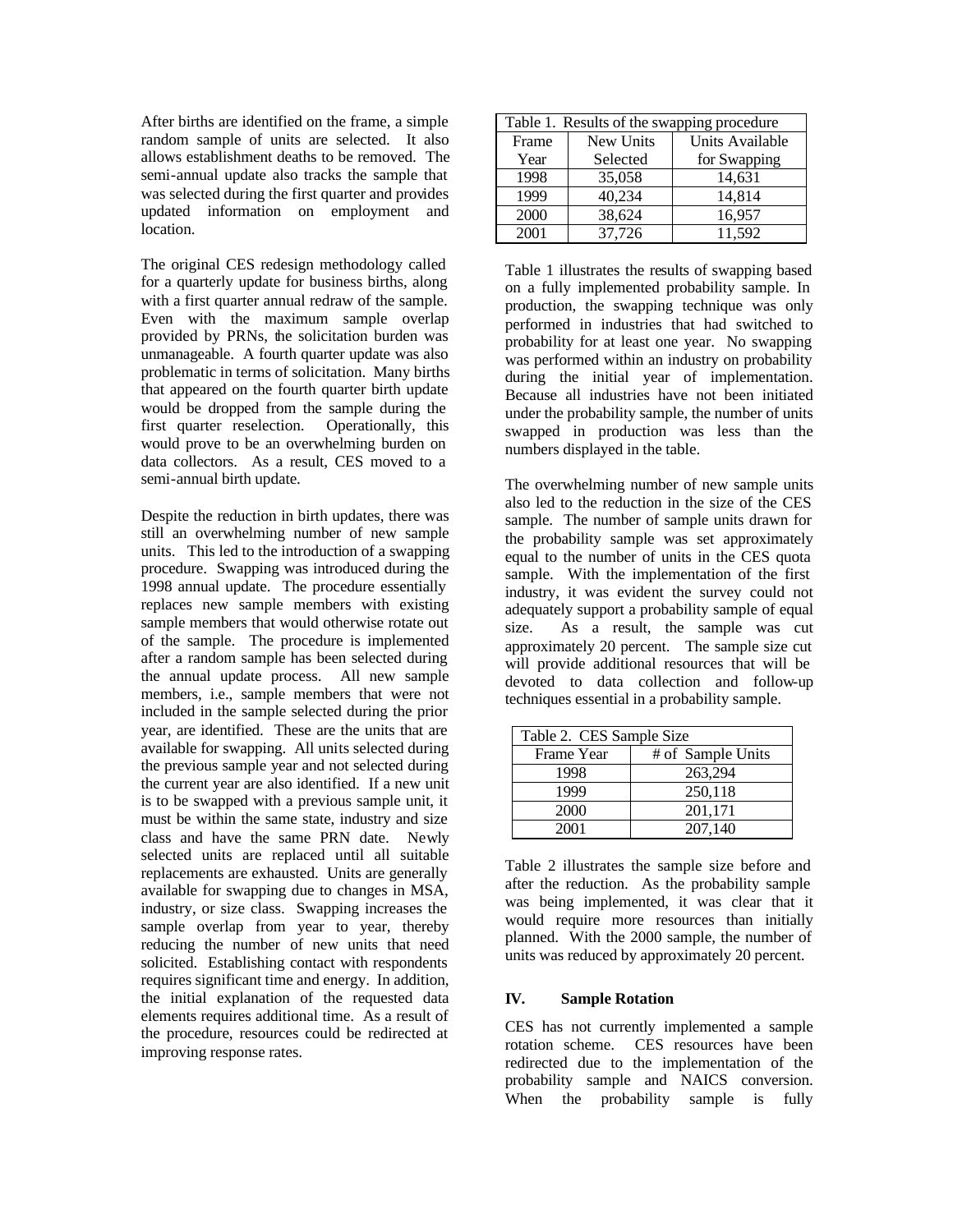After births are identified on the frame, a simple random sample of units are selected. It also allows establishment deaths to be removed. The semi-annual update also tracks the sample that was selected during the first quarter and provides updated information on employment and location.

The original CES redesign methodology called for a quarterly update for business births, along with a first quarter annual redraw of the sample. Even with the maximum sample overlap provided by PRNs, the solicitation burden was unmanageable. A fourth quarter update was also problematic in terms of solicitation. Many births that appeared on the fourth quarter birth update would be dropped from the sample during the first quarter reselection. Operationally, this would prove to be an overwhelming burden on data collectors. As a result, CES moved to a semi-annual birth update.

Despite the reduction in birth updates, there was still an overwhelming number of new sample units. This led to the introduction of a swapping procedure. Swapping was introduced during the 1998 annual update. The procedure essentially replaces new sample members with existing sample members that would otherwise rotate out of the sample. The procedure is implemented after a random sample has been selected during the annual update process. All new sample members, i.e., sample members that were not included in the sample selected during the prior year, are identified. These are the units that are available for swapping. All units selected during the previous sample year and not selected during the current year are also identified. If a new unit is to be swapped with a previous sample unit, it must be within the same state, industry and size class and have the same PRN date. Newly selected units are replaced until all suitable replacements are exhausted. Units are generally available for swapping due to changes in MSA, industry, or size class. Swapping increases the sample overlap from year to year, thereby reducing the number of new units that need solicited. Establishing contact with respondents requires significant time and energy. In addition, the initial explanation of the requested data elements requires additional time. As a result of the procedure, resources could be redirected at improving response rates.

Table 1. Results of the swapping procedure

| Frame Year | New Units Selected | Units Available for Swapping |
|---|---|---|
| 1998 | 35,058 | 14,631 |
| 1999 | 40,234 | 14,814 |
| 2000 | 38,624 | 16,957 |
| 2001 | 37,726 | 11,592 |

Table 1 illustrates the results of swapping based on a fully implemented probability sample. In production, the swapping technique was only performed in industries that had switched to probability for at least one year. No swapping was performed within an industry on probability during the initial year of implementation. Because all industries have not been initiated under the probability sample, the number of units swapped in production was less than the numbers displayed in the table.

The overwhelming number of new sample units also led to the reduction in the size of the CES sample. The number of sample units drawn for the probability sample was set approximately equal to the number of units in the CES quota sample. With the implementation of the first industry, it was evident the survey could not adequately support a probability sample of equal size. As a result, the sample was cut approximately 20 percent. The sample size cut will provide additional resources that will be devoted to data collection and follow-up techniques essential in a probability sample.

Table 2. CES Sample Size

| Frame Year | # of Sample Units |
|---|---|
| 1998 | 263,294 |
| 1999 | 250,118 |
| 2000 | 201,171 |
| 2001 | 207,140 |

Table 2 illustrates the sample size before and after the reduction. As the probability sample was being implemented, it was clear that it would require more resources than initially planned. With the 2000 sample, the number of units was reduced by approximately 20 percent.

## IV. Sample Rotation

CES has not currently implemented a sample rotation scheme. CES resources have been redirected due to the implementation of the probability sample and NAICS conversion. When the probability sample is fully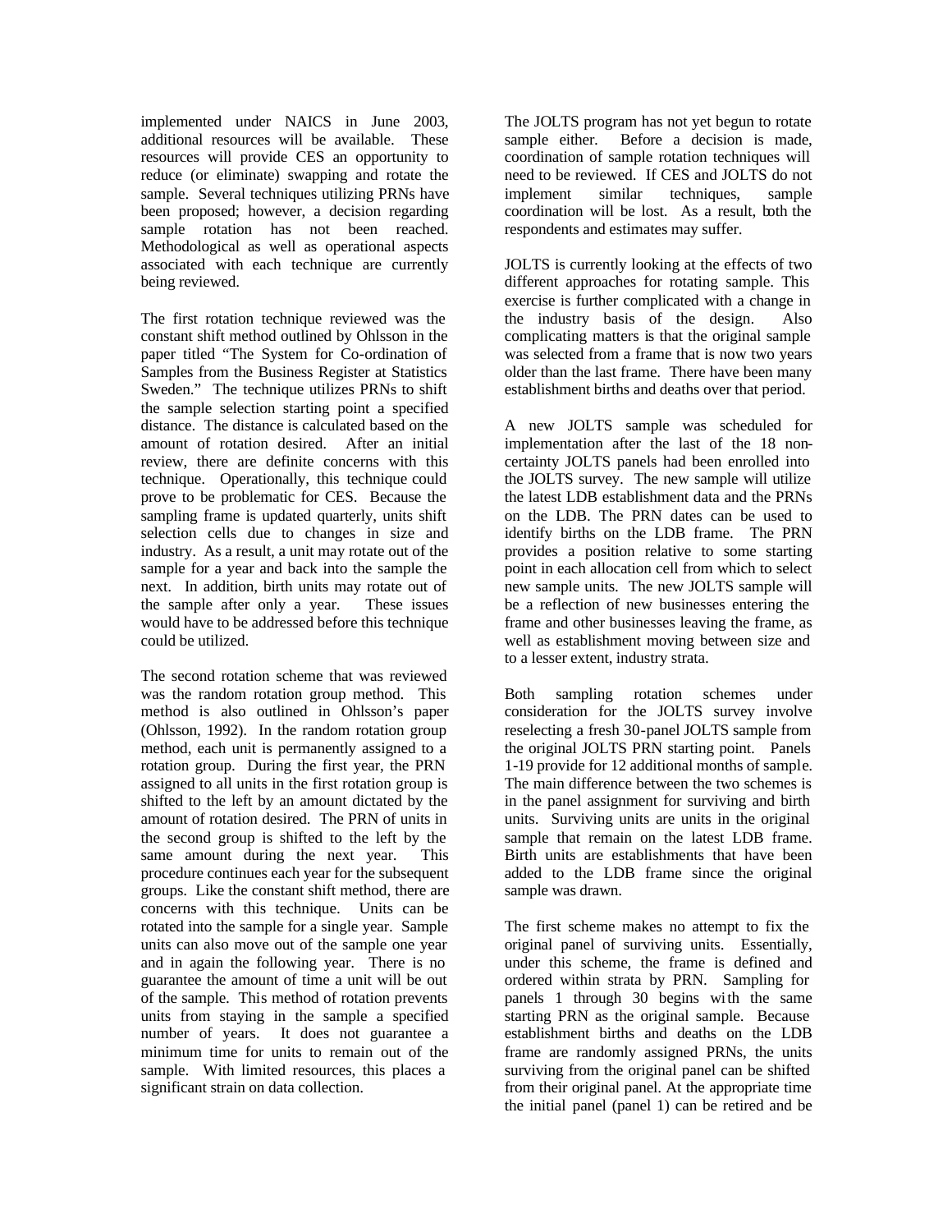implemented under NAICS in June 2003, additional resources will be available. These resources will provide CES an opportunity to reduce (or eliminate) swapping and rotate the sample. Several techniques utilizing PRNs have been proposed; however, a decision regarding sample rotation has not been reached. Methodological as well as operational aspects associated with each technique are currently being reviewed.

The first rotation technique reviewed was the constant shift method outlined by Ohlsson in the paper titled "The System for Co-ordination of Samples from the Business Register at Statistics Sweden." The technique utilizes PRNs to shift the sample selection starting point a specified distance. The distance is calculated based on the amount of rotation desired. After an initial review, there are definite concerns with this technique. Operationally, this technique could prove to be problematic for CES. Because the sampling frame is updated quarterly, units shift selection cells due to changes in size and industry. As a result, a unit may rotate out of the sample for a year and back into the sample the next. In addition, birth units may rotate out of the sample after only a year. These issues would have to be addressed before this technique could be utilized.

The second rotation scheme that was reviewed was the random rotation group method. This method is also outlined in Ohlsson's paper (Ohlsson, 1992). In the random rotation group method, each unit is permanently assigned to a rotation group. During the first year, the PRN assigned to all units in the first rotation group is shifted to the left by an amount dictated by the amount of rotation desired. The PRN of units in the second group is shifted to the left by the same amount during the next year. This procedure continues each year for the subsequent groups. Like the constant shift method, there are concerns with this technique. Units can be rotated into the sample for a single year. Sample units can also move out of the sample one year and in again the following year. There is no guarantee the amount of time a unit will be out of the sample. This method of rotation prevents units from staying in the sample a specified number of years. It does not guarantee a minimum time for units to remain out of the sample. With limited resources, this places a significant strain on data collection.

The JOLTS program has not yet begun to rotate sample either. Before a decision is made, coordination of sample rotation techniques will need to be reviewed. If CES and JOLTS do not implement similar techniques, sample coordination will be lost. As a result, both the respondents and estimates may suffer.

JOLTS is currently looking at the effects of two different approaches for rotating sample. This exercise is further complicated with a change in the industry basis of the design. Also complicating matters is that the original sample was selected from a frame that is now two years older than the last frame. There have been many establishment births and deaths over that period.

A new JOLTS sample was scheduled for implementation after the last of the 18 non-certainty JOLTS panels had been enrolled into the JOLTS survey. The new sample will utilize the latest LDB establishment data and the PRNs on the LDB. The PRN dates can be used to identify births on the LDB frame. The PRN provides a position relative to some starting point in each allocation cell from which to select new sample units. The new JOLTS sample will be a reflection of new businesses entering the frame and other businesses leaving the frame, as well as establishment moving between size and to a lesser extent, industry strata.

Both sampling rotation schemes under consideration for the JOLTS survey involve reselecting a fresh 30-panel JOLTS sample from the original JOLTS PRN starting point. Panels 1-19 provide for 12 additional months of sample. The main difference between the two schemes is in the panel assignment for surviving and birth units. Surviving units are units in the original sample that remain on the latest LDB frame. Birth units are establishments that have been added to the LDB frame since the original sample was drawn.

The first scheme makes no attempt to fix the original panel of surviving units. Essentially, under this scheme, the frame is defined and ordered within strata by PRN. Sampling for panels 1 through 30 begins with the same starting PRN as the original sample. Because establishment births and deaths on the LDB frame are randomly assigned PRNs, the units surviving from the original panel can be shifted from their original panel. At the appropriate time the initial panel (panel 1) can be retired and be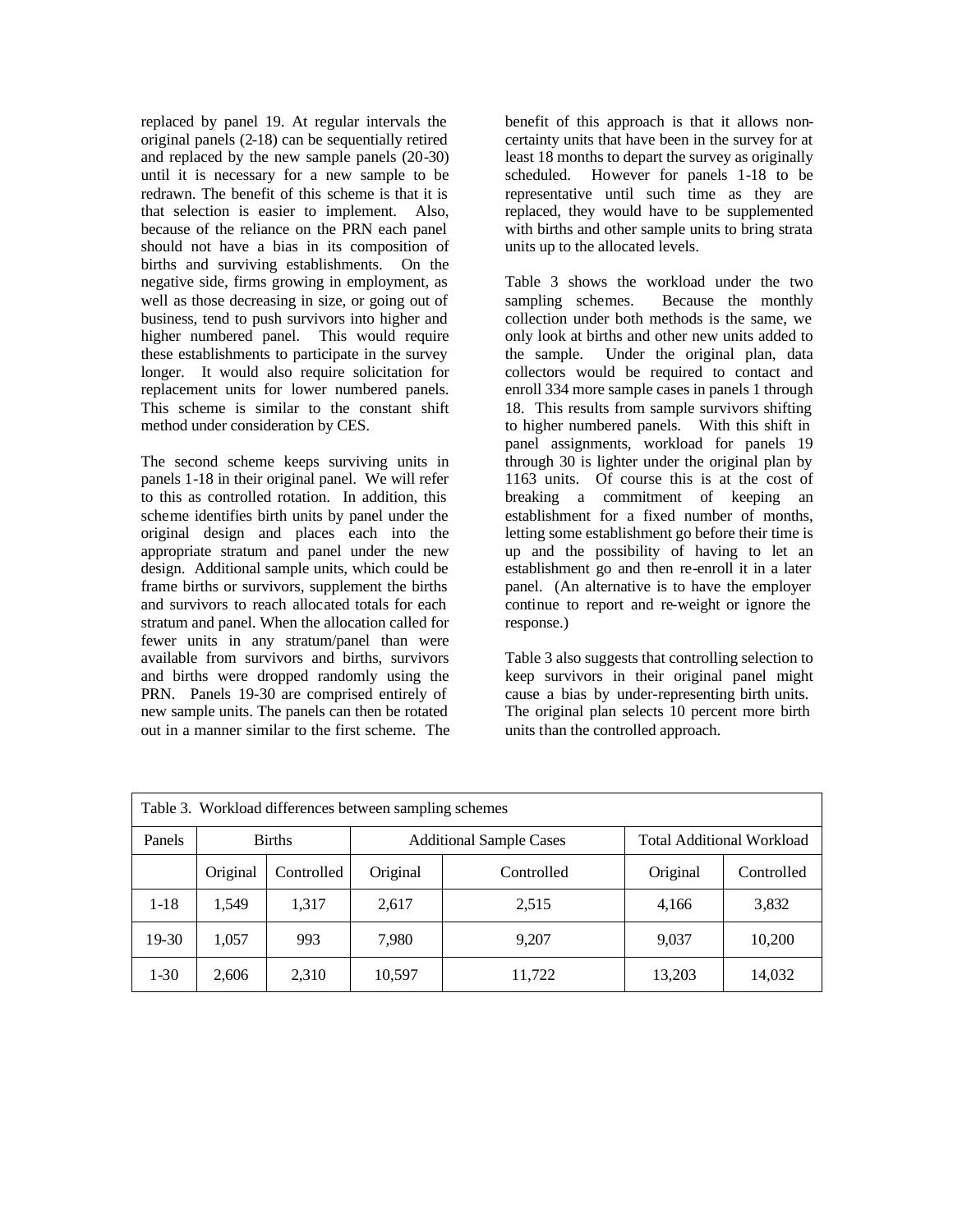replaced by panel 19. At regular intervals the original panels (2-18) can be sequentially retired and replaced by the new sample panels (20-30) until it is necessary for a new sample to be redrawn. The benefit of this scheme is that it is that selection is easier to implement. Also, because of the reliance on the PRN each panel should not have a bias in its composition of births and surviving establishments. On the negative side, firms growing in employment, as well as those decreasing in size, or going out of business, tend to push survivors into higher and higher numbered panel. This would require these establishments to participate in the survey longer. It would also require solicitation for replacement units for lower numbered panels. This scheme is similar to the constant shift method under consideration by CES.

The second scheme keeps surviving units in panels 1-18 in their original panel. We will refer to this as controlled rotation. In addition, this scheme identifies birth units by panel under the original design and places each into the appropriate stratum and panel under the new design. Additional sample units, which could be frame births or survivors, supplement the births and survivors to reach allocated totals for each stratum and panel. When the allocation called for fewer units in any stratum/panel than were available from survivors and births, survivors and births were dropped randomly using the PRN. Panels 19-30 are comprised entirely of new sample units. The panels can then be rotated out in a manner similar to the first scheme. The benefit of this approach is that it allows non-certainty units that have been in the survey for at least 18 months to depart the survey as originally scheduled. However for panels 1-18 to be representative until such time as they are replaced, they would have to be supplemented with births and other sample units to bring strata units up to the allocated levels.

Table 3 shows the workload under the two sampling schemes. Because the monthly collection under both methods is the same, we only look at births and other new units added to the sample. Under the original plan, data collectors would be required to contact and enroll 334 more sample cases in panels 1 through 18. This results from sample survivors shifting to higher numbered panels. With this shift in panel assignments, workload for panels 19 through 30 is lighter under the original plan by 1163 units. Of course this is at the cost of breaking a commitment of keeping an establishment for a fixed number of months, letting some establishment go before their time is up and the possibility of having to let an establishment go and then re-enroll it in a later panel. (An alternative is to have the employer continue to report and re-weight or ignore the response.)

Table 3 also suggests that controlling selection to keep survivors in their original panel might cause a bias by under-representing birth units. The original plan selects 10 percent more birth units than the controlled approach.

Table 3. Workload differences between sampling schemes

| Panels | Births | | Additional Sample Cases | | Total Additional Workload | |
|---|---|---|---|---|---|---|
| | Original | Controlled | Original | Controlled | Original | Controlled |
| 1-18 | 1,549 | 1,317 | 2,617 | 2,515 | 4,166 | 3,832 |
| 19-30 | 1,057 | 993 | 7,980 | 9,207 | 9,037 | 10,200 |
| 1-30 | 2,606 | 2,310 | 10,597 | 11,722 | 13,203 | 14,032 |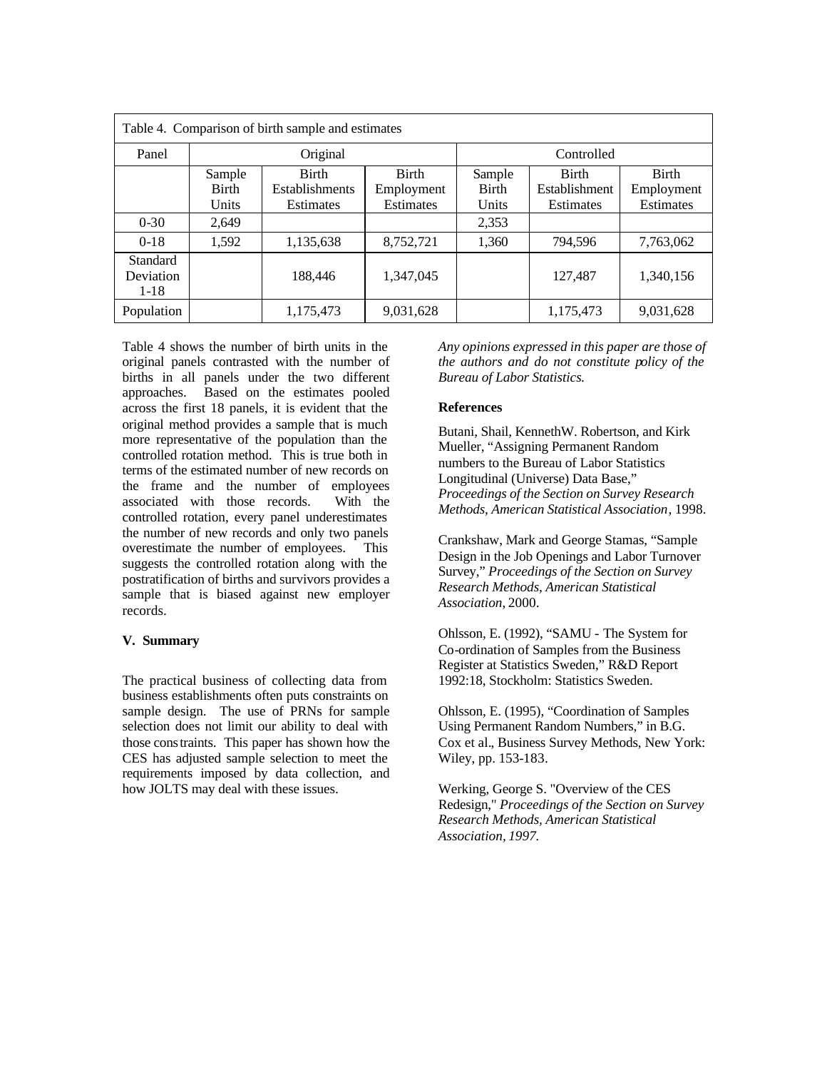Table 4. Comparison of birth sample and estimates

| Panel | Original | | | Controlled | | |
|---|---|---|---|---|---|---|
| | Sample Birth Units | Birth Establishments Estimates | Birth Employment Estimates | Sample Birth Units | Birth Establishment Estimates | Birth Employment Estimates |
| 0-30 | 2,649 | | | 2,353 | | |
| 0-18 | 1,592 | 1,135,638 | 8,752,721 | 1,360 | 794,596 | 7,763,062 |
| Standard Deviation 1-18 | | 188,446 | 1,347,045 | | 127,487 | 1,340,156 |
| Population | | 1,175,473 | 9,031,628 | | 1,175,473 | 9,031,628 |

Table 4 shows the number of birth units in the original panels contrasted with the number of births in all panels under the two different approaches. Based on the estimates pooled across the first 18 panels, it is evident that the original method provides a sample that is much more representative of the population than the controlled rotation method. This is true both in terms of the estimated number of new records on the frame and the number of employees associated with those records. With the controlled rotation, every panel underestimates the number of new records and only two panels overestimate the number of employees. This suggests the controlled rotation along with the postratification of births and survivors provides a sample that is biased against new employer records.

### V. Summary

The practical business of collecting data from business establishments often puts constraints on sample design. The use of PRNs for sample selection does not limit our ability to deal with those constraints. This paper has shown how the CES has adjusted sample selection to meet the requirements imposed by data collection, and how JOLTS may deal with these issues.

*Any opinions expressed in this paper are those of the authors and do not constitute policy of the Bureau of Labor Statistics.*

### References

Butani, Shail, KennethW. Robertson, and Kirk Mueller, "Assigning Permanent Random numbers to the Bureau of Labor Statistics Longitudinal (Universe) Data Base," *Proceedings of the Section on Survey Research Methods, American Statistical Association*, 1998.

Crankshaw, Mark and George Stamas, "Sample Design in the Job Openings and Labor Turnover Survey," *Proceedings of the Section on Survey Research Methods, American Statistical Association*, 2000.

Ohlsson, E. (1992), "SAMU - The System for Co-ordination of Samples from the Business Register at Statistics Sweden," R&D Report 1992:18, Stockholm: Statistics Sweden.

Ohlsson, E. (1995), "Coordination of Samples Using Permanent Random Numbers," in B.G. Cox et al., Business Survey Methods, New York: Wiley, pp. 153-183.

Werking, George S. "Overview of the CES Redesign," *Proceedings of the Section on Survey Research Methods, American Statistical Association, 1997.*